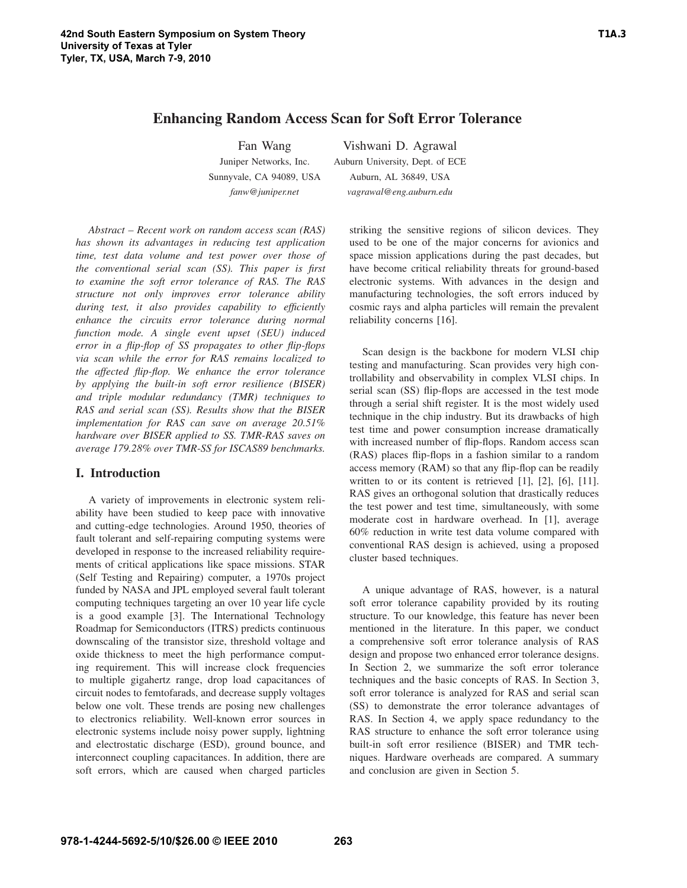# Enhancing Random Access Scan for Soft Error Tolerance

Fan Wang
Juniper Networks, Inc.
Sunnyvale, CA 94089, USA
*fanw@juniper.net*

Vishwani D. Agrawal
Auburn University, Dept. of ECE
Auburn, AL 36849, USA
*vagrawal@eng.auburn.edu*

*Abstract – Recent work on random access scan (RAS) has shown its advantages in reducing test application time, test data volume and test power over those of the conventional serial scan (SS). This paper is first to examine the soft error tolerance of RAS. The RAS structure not only improves error tolerance ability during test, it also provides capability to efficiently enhance the circuits error tolerance during normal function mode. A single event upset (SEU) induced error in a flip-flop of SS propagates to other flip-flops via scan while the error for RAS remains localized to the affected flip-flop. We enhance the error tolerance by applying the built-in soft error resilience (BISER) and triple modular redundancy (TMR) techniques to RAS and serial scan (SS). Results show that the BISER implementation for RAS can save on average 20.51% hardware over BISER applied to SS. TMR-RAS saves on average 179.28% over TMR-SS for ISCAS89 benchmarks.*

## I. Introduction

A variety of improvements in electronic system reliability have been studied to keep pace with innovative and cutting-edge technologies. Around 1950, theories of fault tolerant and self-repairing computing systems were developed in response to the increased reliability requirements of critical applications like space missions. STAR (Self Testing and Repairing) computer, a 1970s project funded by NASA and JPL employed several fault tolerant computing techniques targeting an over 10 year life cycle is a good example [3]. The International Technology Roadmap for Semiconductors (ITRS) predicts continuous downscaling of the transistor size, threshold voltage and oxide thickness to meet the high performance computing requirement. This will increase clock frequencies to multiple gigahertz range, drop load capacitances of circuit nodes to femtofarads, and decrease supply voltages below one volt. These trends are posing new challenges to electronics reliability. Well-known error sources in electronic systems include noisy power supply, lightning and electrostatic discharge (ESD), ground bounce, and interconnect coupling capacitances. In addition, there are soft errors, which are caused when charged particles striking the sensitive regions of silicon devices. They used to be one of the major concerns for avionics and space mission applications during the past decades, but have become critical reliability threats for ground-based electronic systems. With advances in the design and manufacturing technologies, the soft errors induced by cosmic rays and alpha particles will remain the prevalent reliability concerns [16].

Scan design is the backbone for modern VLSI chip testing and manufacturing. Scan provides very high controllability and observability in complex VLSI chips. In serial scan (SS) flip-flops are accessed in the test mode through a serial shift register. It is the most widely used technique in the chip industry. But its drawbacks of high test time and power consumption increase dramatically with increased number of flip-flops. Random access scan (RAS) places flip-flops in a fashion similar to a random access memory (RAM) so that any flip-flop can be readily written to or its content is retrieved [1], [2], [6], [11]. RAS gives an orthogonal solution that drastically reduces the test power and test time, simultaneously, with some moderate cost in hardware overhead. In [1], average 60% reduction in write test data volume compared with conventional RAS design is achieved, using a proposed cluster based techniques.

A unique advantage of RAS, however, is a natural soft error tolerance capability provided by its routing structure. To our knowledge, this feature has never been mentioned in the literature. In this paper, we conduct a comprehensive soft error tolerance analysis of RAS design and propose two enhanced error tolerance designs. In Section 2, we summarize the soft error tolerance techniques and the basic concepts of RAS. In Section 3, soft error tolerance is analyzed for RAS and serial scan (SS) to demonstrate the error tolerance advantages of RAS. In Section 4, we apply space redundancy to the RAS structure to enhance the soft error tolerance using built-in soft error resilience (BISER) and TMR techniques. Hardware overheads are compared. A summary and conclusion are given in Section 5.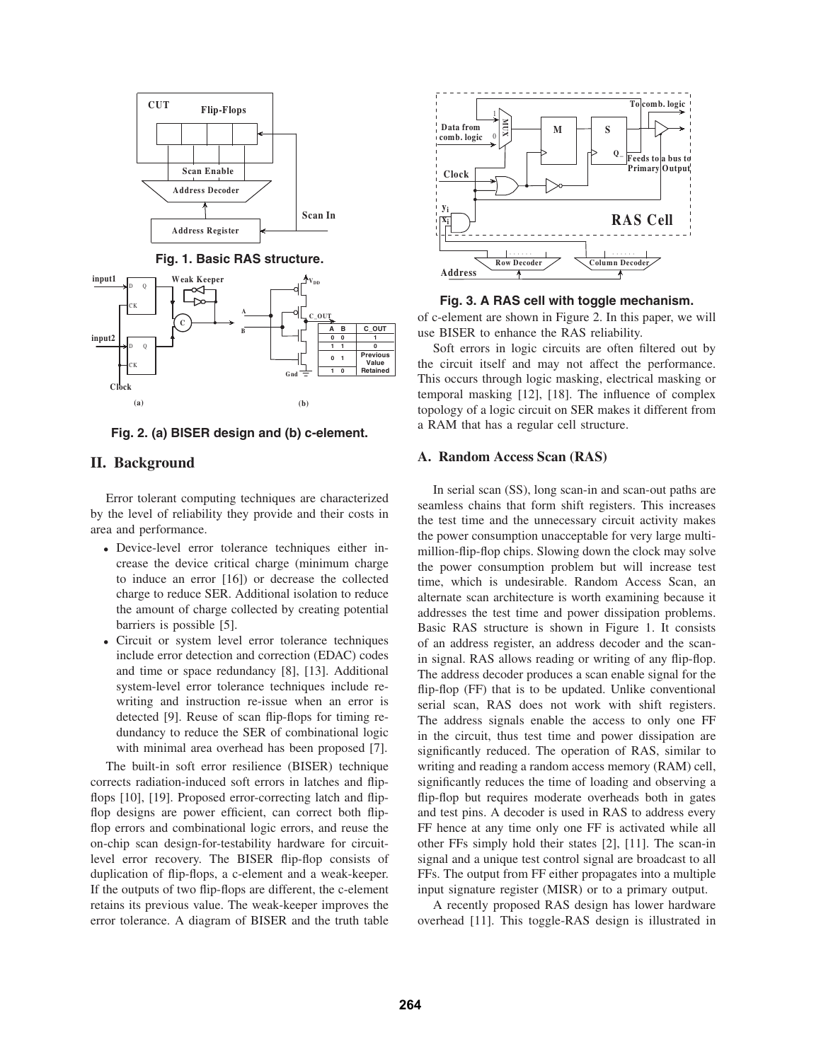Fig. 1. Basic RAS structure.

Fig. 2. (a) BISER design and (b) c-element.

## II. Background

Error tolerant computing techniques are characterized by the level of reliability they provide and their costs in area and performance.

- Device-level error tolerance techniques either increase the device critical charge (minimum charge to induce an error [16]) or decrease the collected charge to reduce SER. Additional isolation to reduce the amount of charge collected by creating potential barriers is possible [5].
- Circuit or system level error tolerance techniques include error detection and correction (EDAC) codes and time or space redundancy [8], [13]. Additional system-level error tolerance techniques include rewriting and instruction re-issue when an error is detected [9]. Reuse of scan flip-flops for timing redundancy to reduce the SER of combinational logic with minimal area overhead has been proposed [7].

The built-in soft error resilience (BISER) technique corrects radiation-induced soft errors in latches and flip-flops [10], [19]. Proposed error-correcting latch and flip-flop designs are power efficient, can correct both flip-flop errors and combinational logic errors, and reuse the on-chip scan design-for-testability hardware for circuit-level error recovery. The BISER flip-flop consists of duplication of flip-flops, a c-element and a weak-keeper. If the outputs of two flip-flops are different, the c-element retains its previous value. The weak-keeper improves the error tolerance. A diagram of BISER and the truth table of c-element are shown in Figure 2. In this paper, we will use BISER to enhance the RAS reliability.

Fig. 3. A RAS cell with toggle mechanism.

Soft errors in logic circuits are often filtered out by the circuit itself and may not affect the performance. This occurs through logic masking, electrical masking or temporal masking [12], [18]. The influence of complex topology of a logic circuit on SER makes it different from a RAM that has a regular cell structure.

### A. Random Access Scan (RAS)

In serial scan (SS), long scan-in and scan-out paths are seamless chains that form shift registers. This increases the test time and the unnecessary circuit activity makes the power consumption unacceptable for very large multi-million-flip-flop chips. Slowing down the clock may solve the power consumption problem but will increase test time, which is undesirable. Random Access Scan, an alternate scan architecture is worth examining because it addresses the test time and power dissipation problems. Basic RAS structure is shown in Figure 1. It consists of an address register, an address decoder and the scan-in signal. RAS allows reading or writing of any flip-flop. The address decoder produces a scan enable signal for the flip-flop (FF) that is to be updated. Unlike conventional serial scan, RAS does not work with shift registers. The address signals enable the access to only one FF in the circuit, thus test time and power dissipation are significantly reduced. The operation of RAS, similar to writing and reading a random access memory (RAM) cell, significantly reduces the time of loading and observing a flip-flop but requires moderate overheads both in gates and test pins. A decoder is used in RAS to address every FF hence at any time only one FF is activated while all other FFs simply hold their states [2], [11]. The scan-in signal and a unique test control signal are broadcast to all FFs. The output from FF either propagates into a multiple input signature register (MISR) or to a primary output.

A recently proposed RAS design has lower hardware overhead [11]. This toggle-RAS design is illustrated in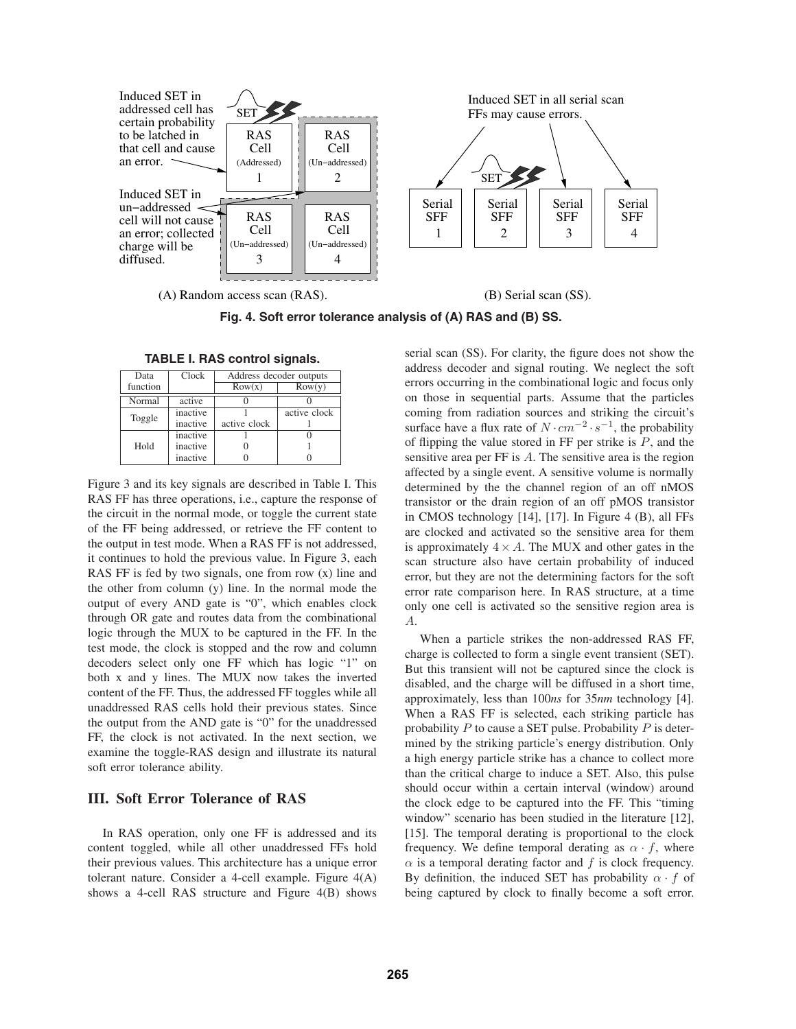Induced SET in addressed cell has certain probability to be latched in that cell and cause an error.

Induced SET in un−addressed cell will not cause an error; collected charge will be diffused.

Induced SET in all serial scan FFs may cause errors.

(A) Random access scan (RAS). (B) Serial scan (SS).

**Fig. 4. Soft error tolerance analysis of (A) RAS and (B) SS.**

**TABLE I. RAS control signals.**

| Data function | Clock | Address decoder outputs | |
|---|---|---|---|
| | | Row(x) | Row(y) |
| Normal | active | 0 | 0 |
| Toggle | inactive | 1 | active clock |
| | inactive | active clock | 1 |
| Hold | inactive | 1 | 0 |
| | inactive | 0 | 1 |
| | inactive | 0 | 0 |

Figure 3 and its key signals are described in Table I. This RAS FF has three operations, i.e., capture the response of the circuit in the normal mode, or toggle the current state of the FF being addressed, or retrieve the FF content to the output in test mode. When a RAS FF is not addressed, it continues to hold the previous value. In Figure 3, each RAS FF is fed by two signals, one from row (x) line and the other from column (y) line. In the normal mode the output of every AND gate is "0", which enables clock through OR gate and routes data from the combinational logic through the MUX to be captured in the FF. In the test mode, the clock is stopped and the row and column decoders select only one FF which has logic "1" on both x and y lines. The MUX now takes the inverted content of the FF. Thus, the addressed FF toggles while all unaddressed RAS cells hold their previous states. Since the output from the AND gate is "0" for the unaddressed FF, the clock is not activated. In the next section, we examine the toggle-RAS design and illustrate its natural soft error tolerance ability.

## III. Soft Error Tolerance of RAS

In RAS operation, only one FF is addressed and its content toggled, while all other unaddressed FFs hold their previous values. This architecture has a unique error tolerant nature. Consider a 4-cell example. Figure 4(A) shows a 4-cell RAS structure and Figure 4(B) shows serial scan (SS). For clarity, the figure does not show the address decoder and signal routing. We neglect the soft errors occurring in the combinational logic and focus only on those in sequential parts. Assume that the particles coming from radiation sources and striking the circuit's surface have a flux rate of $N \cdot cm^{-2} \cdot s^{-1}$, the probability of flipping the value stored in FF per strike is $P$, and the sensitive area per FF is $A$. The sensitive area is the region affected by a single event. A sensitive volume is normally determined by the the channel region of an off nMOS transistor or the drain region of an off pMOS transistor in CMOS technology [14], [17]. In Figure 4 (B), all FFs are clocked and activated so the sensitive area for them is approximately $4 \times A$. The MUX and other gates in the scan structure also have certain probability of induced error, but they are not the determining factors for the soft error rate comparison here. In RAS structure, at a time only one cell is activated so the sensitive region area is $A$.

When a particle strikes the non-addressed RAS FF, charge is collected to form a single event transient (SET). But this transient will not be captured since the clock is disabled, and the charge will be diffused in a short time, approximately, less than 100*ns* for 35*nm* technology [4]. When a RAS FF is selected, each striking particle has probability $P$ to cause a SET pulse. Probability $P$ is determined by the striking particle's energy distribution. Only a high energy particle strike has a chance to collect more than the critical charge to induce a SET. Also, this pulse should occur within a certain interval (window) around the clock edge to be captured into the FF. This "timing window" scenario has been studied in the literature [12], [15]. The temporal derating is proportional to the clock frequency. We define temporal derating as $\alpha \cdot f$, where $\alpha$ is a temporal derating factor and $f$ is clock frequency. By definition, the induced SET has probability $\alpha \cdot f$ of being captured by clock to finally become a soft error.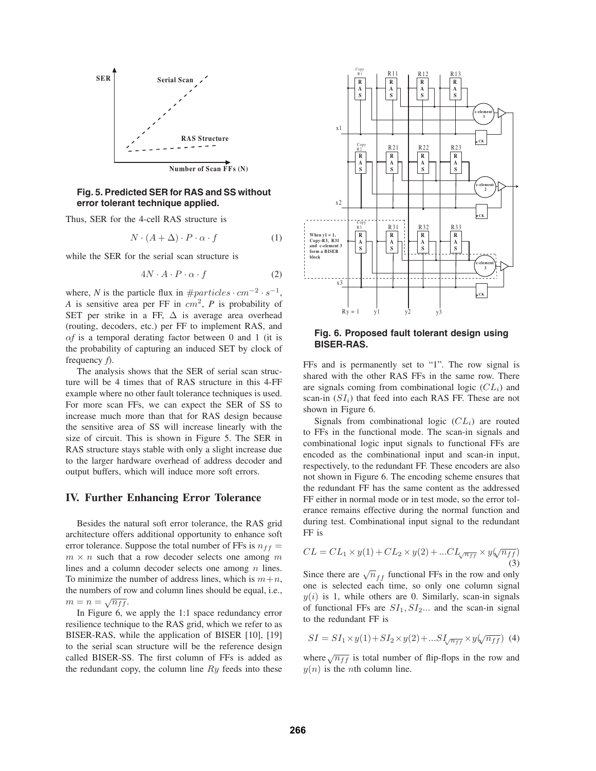**Fig. 5. Predicted SER for RAS and SS without error tolerant technique applied.**

Thus, SER for the 4-cell RAS structure is

$$N \cdot (A + \Delta) \cdot P \cdot \alpha \cdot f \quad (1)$$

while the SER for the serial scan structure is

$$4N \cdot A \cdot P \cdot \alpha \cdot f \quad (2)$$

where, *N* is the particle flux in $\#particles \cdot cm^{-2} \cdot s^{-1}$, *A* is sensitive area per FF in $cm^2$, *P* is probability of SET per strike in a FF, $\Delta$ is average area overhead (routing, decoders, etc.) per FF to implement RAS, and $\alpha f$ is a temporal derating factor between 0 and 1 (it is the probability of capturing an induced SET by clock of frequency *f*).

The analysis shows that the SER of serial scan structure will be 4 times that of RAS structure in this 4-FF example where no other fault tolerance techniques is used. For more scan FFs, we can expect the SER of SS to increase much more than that for RAS design because the sensitive area of SS will increase linearly with the size of circuit. This is shown in Figure 5. The SER in RAS structure stays stable with only a slight increase due to the larger hardware overhead of address decoder and output buffers, which will induce more soft errors.

## IV. Further Enhancing Error Tolerance

Besides the natural soft error tolerance, the RAS grid architecture offers additional opportunity to enhance soft error tolerance. Suppose the total number of FFs is $n_{ff} = m \times n$ such that a row decoder selects one among $m$ lines and a column decoder selects one among $n$ lines. To minimize the number of address lines, which is $m+n$, the numbers of row and column lines should be equal, i.e., $m = n = \sqrt{n_{ff}}$.

In Figure 6, we apply the 1:1 space redundancy error resilience technique to the RAS grid, which we refer to as BISER-RAS, while the application of BISER [10], [19] to the serial scan structure will be the reference design called BISER-SS. The first column of FFs is added as the redundant copy, the column line $Ry$ feeds into these FFs and is permanently set to "1". The row signal is shared with the other RAS FFs in the same row. There are signals coming from combinational logic ($CL_i$) and scan-in ($SI_i$) that feed into each RAS FF. These are not shown in Figure 6.

**Fig. 6. Proposed fault tolerant design using BISER-RAS.**

Signals from combinational logic ($CL_i$) are routed to FFs in the functional mode. The scan-in signals and combinational logic input signals to functional FFs are encoded as the combinational input and scan-in input, respectively, to the redundant FF. These encoders are also not shown in Figure 6. The encoding scheme ensures that the redundant FF has the same content as the addressed FF either in normal mode or in test mode, so the error tolerance remains effective during the normal function and during test. Combinational input signal to the redundant FF is

$$CL = CL_1 \times y(1) + CL_2 \times y(2) + ...CL_{\sqrt{n_{ff}}} \times y(\sqrt{n_{ff}}) \quad (3)$$

Since there are $\sqrt{n}_{ff}$ functional FFs in the row and only one is selected each time, so only one column signal $y(i)$ is 1, while others are 0. Similarly, scan-in signals of functional FFs are $SI_1, SI_2...$ and the scan-in signal to the redundant FF is

$$SI = SI_1 \times y(1) + SI_2 \times y(2) + ...SI_{\sqrt{n_{ff}}} \times y(\sqrt{n_{ff}}) \quad (4)$$

where $\sqrt{n_{ff}}$ is total number of flip-flops in the row and $y(n)$ is the $n$th column line.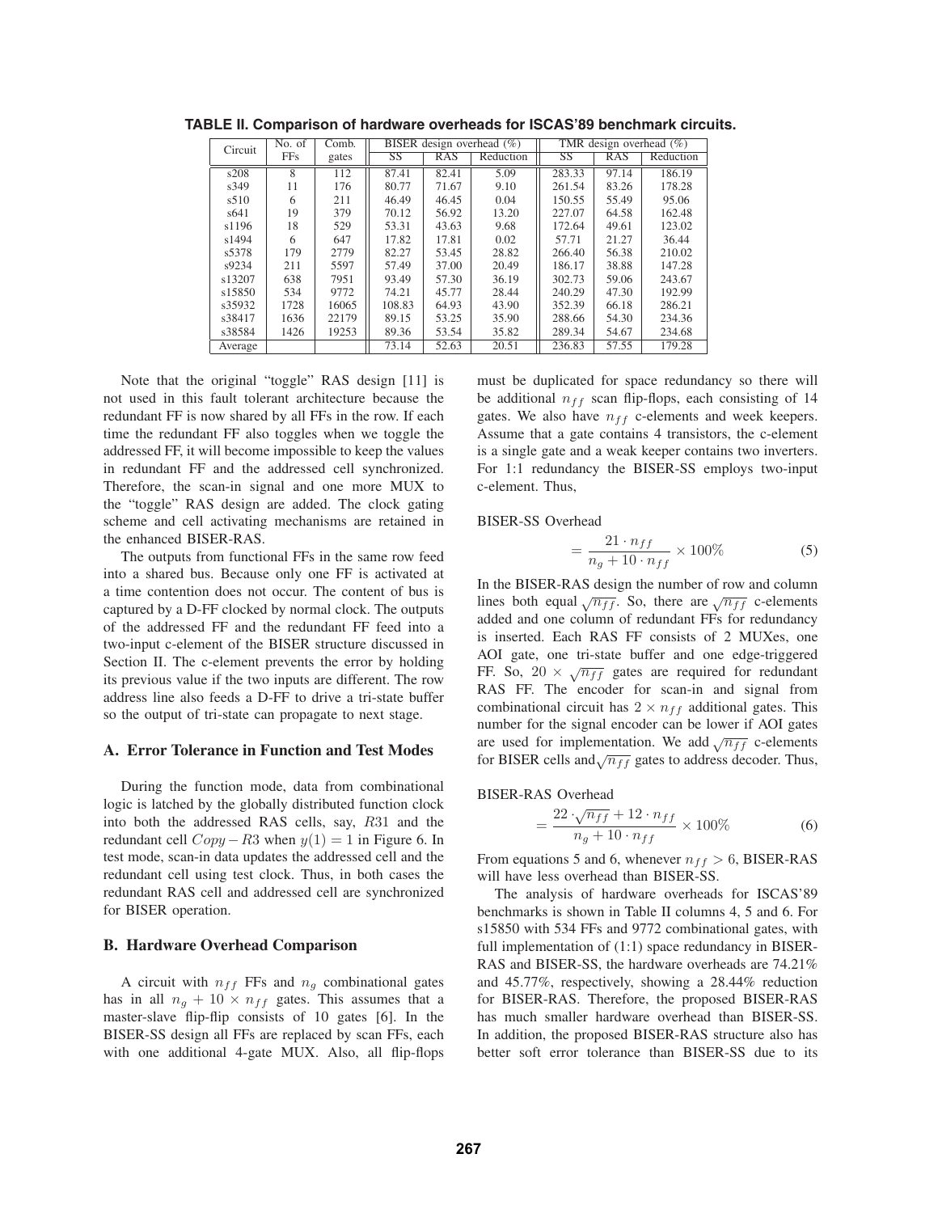**TABLE II. Comparison of hardware overheads for ISCAS'89 benchmark circuits.**

| Circuit | No. of FFs | Comb. gates | BISER design overhead (%) | | | TMR design overhead (%) | | |
|---|---|---|---|---|---|---|---|---|
| | | | SS | RAS | Reduction | SS | RAS | Reduction |
| s208 | 8 | 112 | 87.41 | 82.41 | 5.09 | 283.33 | 97.14 | 186.19 |
| s349 | 11 | 176 | 80.77 | 71.67 | 9.10 | 261.54 | 83.26 | 178.28 |
| s510 | 6 | 211 | 46.49 | 46.45 | 0.04 | 150.55 | 55.49 | 95.06 |
| s641 | 19 | 379 | 70.12 | 56.92 | 13.20 | 227.07 | 64.58 | 162.48 |
| s1196 | 18 | 529 | 53.31 | 43.63 | 9.68 | 172.64 | 49.61 | 123.02 |
| s1494 | 6 | 647 | 17.82 | 17.81 | 0.02 | 57.71 | 21.27 | 36.44 |
| s5378 | 179 | 2779 | 82.27 | 53.45 | 28.82 | 266.40 | 56.38 | 210.02 |
| s9234 | 211 | 5597 | 57.49 | 37.00 | 20.49 | 186.17 | 38.88 | 147.28 |
| s13207 | 638 | 7951 | 93.49 | 57.30 | 36.19 | 302.73 | 59.06 | 243.67 |
| s15850 | 534 | 9772 | 74.21 | 45.77 | 28.44 | 240.29 | 47.30 | 192.99 |
| s35932 | 1728 | 16065 | 108.83 | 64.93 | 43.90 | 352.39 | 66.18 | 286.21 |
| s38417 | 1636 | 22179 | 89.15 | 53.25 | 35.90 | 288.66 | 54.30 | 234.36 |
| s38584 | 1426 | 19253 | 89.36 | 53.54 | 35.82 | 289.34 | 54.67 | 234.68 |
| Average | | | 73.14 | 52.63 | 20.51 | 236.83 | 57.55 | 179.28 |

Note that the original "toggle" RAS design [11] is not used in this fault tolerant architecture because the redundant FF is now shared by all FFs in the row. If each time the redundant FF also toggles when we toggle the addressed FF, it will become impossible to keep the values in redundant FF and the addressed cell synchronized. Therefore, the scan-in signal and one more MUX to the "toggle" RAS design are added. The clock gating scheme and cell activating mechanisms are retained in the enhanced BISER-RAS.

The outputs from functional FFs in the same row feed into a shared bus. Because only one FF is activated at a time contention does not occur. The content of bus is captured by a D-FF clocked by normal clock. The outputs of the addressed FF and the redundant FF feed into a two-input c-element of the BISER structure discussed in Section II. The c-element prevents the error by holding its previous value if the two inputs are different. The row address line also feeds a D-FF to drive a tri-state buffer so the output of tri-state can propagate to next stage.

### A. Error Tolerance in Function and Test Modes

During the function mode, data from combinational logic is latched by the globally distributed function clock into both the addressed RAS cells, say, $R31$ and the redundant cell $Copy-R3$ when $y(1) = 1$ in Figure 6. In test mode, scan-in data updates the addressed cell and the redundant cell using test clock. Thus, in both cases the redundant RAS cell and addressed cell are synchronized for BISER operation.

### B. Hardware Overhead Comparison

A circuit with $n_{ff}$ FFs and $n_g$ combinational gates has in all $n_g + 10 \times n_{ff}$ gates. This assumes that a master-slave flip-flip consists of 10 gates [6]. In the BISER-SS design all FFs are replaced by scan FFs, each with one additional 4-gate MUX. Also, all flip-flops must be duplicated for space redundancy so there will be additional $n_{ff}$ scan flip-flops, each consisting of 14 gates. We also have $n_{ff}$ c-elements and week keepers. Assume that a gate contains 4 transistors, the c-element is a single gate and a weak keeper contains two inverters. For 1:1 redundancy the BISER-SS employs two-input c-element. Thus,

BISER-SS Overhead

$$= \frac{21 \cdot n_{ff}}{n_g + 10 \cdot n_{ff}} \times 100\% \tag{5}$$

In the BISER-RAS design the number of row and column lines both equal $\sqrt{n_{ff}}$. So, there are $\sqrt{n_{ff}}$ c-elements added and one column of redundant FFs for redundancy is inserted. Each RAS FF consists of 2 MUXes, one AOI gate, one tri-state buffer and one edge-triggered FF. So, $20 \times \sqrt{n_{ff}}$ gates are required for redundant RAS FF. The encoder for scan-in and signal from combinational circuit has $2 \times n_{ff}$ additional gates. This number for the signal encoder can be lower if AOI gates are used for implementation. We add $\sqrt{n_{ff}}$ c-elements for BISER cells and $\sqrt{n_{ff}}$ gates to address decoder. Thus,

BISER-RAS Overhead

$$= \frac{22 \cdot \sqrt{n_{ff}} + 12 \cdot n_{ff}}{n_g + 10 \cdot n_{ff}} \times 100\% \tag{6}$$

From equations 5 and 6, whenever $n_{ff} > 6$, BISER-RAS will have less overhead than BISER-SS.

The analysis of hardware overheads for ISCAS'89 benchmarks is shown in Table II columns 4, 5 and 6. For s15850 with 534 FFs and 9772 combinational gates, with full implementation of (1:1) space redundancy in BISER-RAS and BISER-SS, the hardware overheads are 74.21% and 45.77%, respectively, showing a 28.44% reduction for BISER-RAS. Therefore, the proposed BISER-RAS has much smaller hardware overhead than BISER-SS. In addition, the proposed BISER-RAS structure also has better soft error tolerance than BISER-SS due to its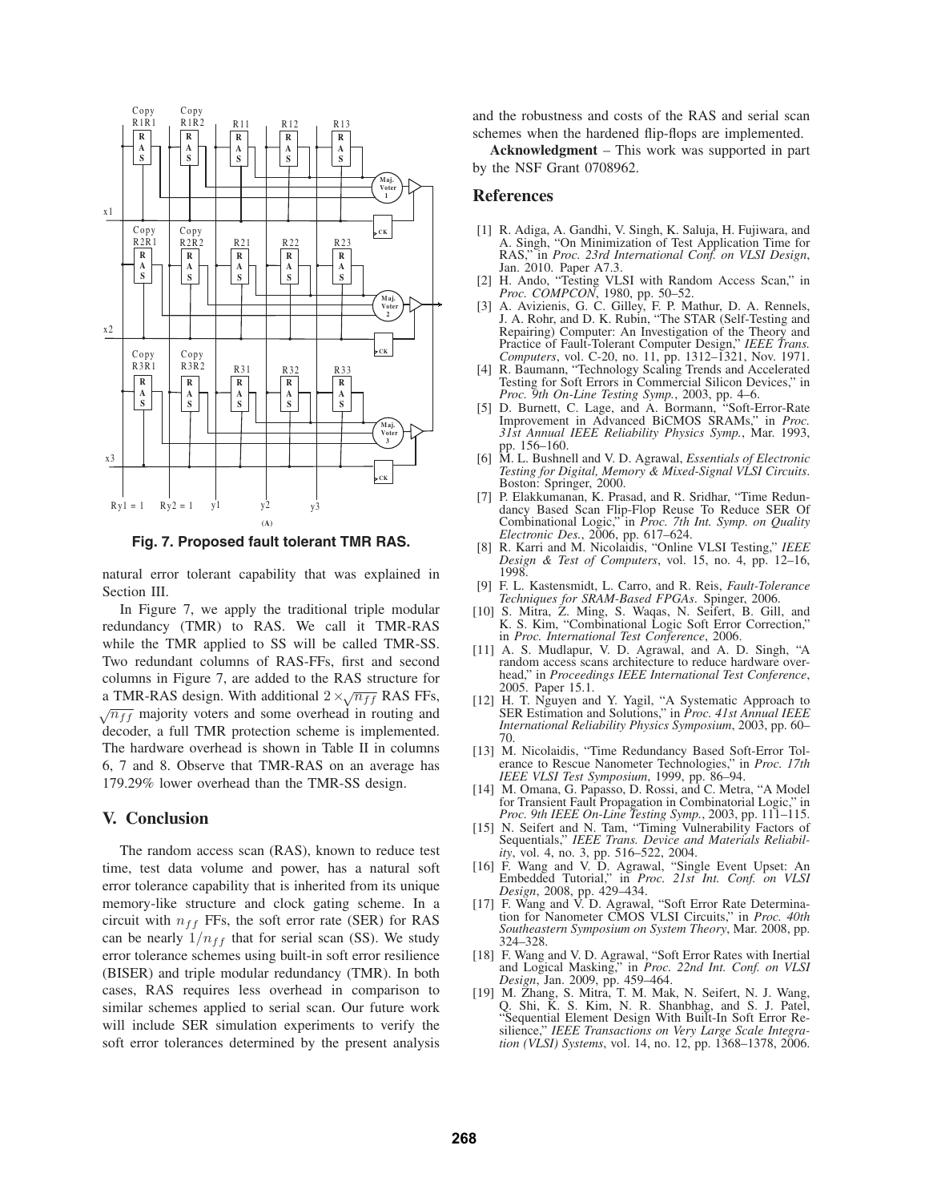Copy R1R1

Copy R1R2

R11

R12

R13

RAS

Maj. Voter 1

x1

CK

Copy R2R1

Copy R2R2

R21

R22

R23

Maj. Voter 2

x2

CK

Copy R3R1

Copy R3R2

R31

R32

R33

Maj. Voter 3

x3

CK

Ry1 = 1

Ry2 = 1

y1

y2

y3

(A)

**Fig. 7. Proposed fault tolerant TMR RAS.**

natural error tolerant capability that was explained in Section III.

In Figure 7, we apply the traditional triple modular redundancy (TMR) to RAS. We call it TMR-RAS while the TMR applied to SS will be called TMR-SS. Two redundant columns of RAS-FFs, first and second columns in Figure 7, are added to the RAS structure for a TMR-RAS design. With additional $2 \times \sqrt{n_{ff}}$ RAS FFs, $\sqrt{n_{ff}}$ majority voters and some overhead in routing and decoder, a full TMR protection scheme is implemented. The hardware overhead is shown in Table II in columns 6, 7 and 8. Observe that TMR-RAS on an average has 179.29% lower overhead than the TMR-SS design.

## V. Conclusion

The random access scan (RAS), known to reduce test time, test data volume and power, has a natural soft error tolerance capability that is inherited from its unique memory-like structure and clock gating scheme. In a circuit with $n_{ff}$ FFs, the soft error rate (SER) for RAS can be nearly $1/n_{ff}$ that for serial scan (SS). We study error tolerance schemes using built-in soft error resilience (BISER) and triple modular redundancy (TMR). In both cases, RAS requires less overhead in comparison to similar schemes applied to serial scan. Our future work will include SER simulation experiments to verify the soft error tolerances determined by the present analysis and the robustness and costs of the RAS and serial scan schemes when the hardened flip-flops are implemented.

**Acknowledgment** – This work was supported in part by the NSF Grant 0708962.

## References

[1] R. Adiga, A. Gandhi, V. Singh, K. Saluja, H. Fujiwara, and A. Singh, "On Minimization of Test Application Time for RAS," in *Proc. 23rd International Conf. on VLSI Design*, Jan. 2010. Paper A7.3.

[2] H. Ando, "Testing VLSI with Random Access Scan," in *Proc. COMPCON*, 1980, pp. 50–52.

[3] A. Avizienis, G. C. Gilley, F. P. Mathur, D. A. Rennels, J. A. Rohr, and D. K. Rubin, "The STAR (Self-Testing and Repairing) Computer: An Investigation of the Theory and Practice of Fault-Tolerant Computer Design," *IEEE Trans. Computers*, vol. C-20, no. 11, pp. 1312–1321, Nov. 1971.

[4] R. Baumann, "Technology Scaling Trends and Accelerated Testing for Soft Errors in Commercial Silicon Devices," in *Proc. 9th On-Line Testing Symp.*, 2003, pp. 4–6.

[5] D. Burnett, C. Lage, and A. Bormann, "Soft-Error-Rate Improvement in Advanced BiCMOS SRAMs," in *Proc. 31st Annual IEEE Reliability Physics Symp.*, Mar. 1993, pp. 156–160.

[6] M. L. Bushnell and V. D. Agrawal, *Essentials of Electronic Testing for Digital, Memory & Mixed-Signal VLSI Circuits*. Boston: Springer, 2000.

[7] P. Elakkumanan, K. Prasad, and R. Sridhar, "Time Redundancy Based Scan Flip-Flop Reuse To Reduce SER Of Combinational Logic," in *Proc. 7th Int. Symp. on Quality Electronic Des.*, 2006, pp. 617–624.

[8] R. Karri and M. Nicolaidis, "Online VLSI Testing," *IEEE Design & Test of Computers*, vol. 15, no. 4, pp. 12–16, 1998.

[9] F. L. Kastensmidt, L. Carro, and R. Reis, *Fault-Tolerance Techniques for SRAM-Based FPGAs*. Spinger, 2006.

[10] S. Mitra, Z. Ming, S. Waqas, N. Seifert, B. Gill, and K. S. Kim, "Combinational Logic Soft Error Correction," in *Proc. International Test Conference*, 2006.

[11] A. S. Mudlapur, V. D. Agrawal, and A. D. Singh, "A random access scans architecture to reduce hardware overhead," in *Proceedings IEEE International Test Conference*, 2005. Paper 15.1.

[12] H. T. Nguyen and Y. Yagil, "A Systematic Approach to SER Estimation and Solutions," in *Proc. 41st Annual IEEE International Reliability Physics Symposium*, 2003, pp. 60–70.

[13] M. Nicolaidis, "Time Redundancy Based Soft-Error Tolerance to Rescue Nanometer Technologies," in *Proc. 17th IEEE VLSI Test Symposium*, 1999, pp. 86–94.

[14] M. Omana, G. Papasso, D. Rossi, and C. Metra, "A Model for Transient Fault Propagation in Combinatorial Logic," in *Proc. 9th IEEE On-Line Testing Symp.*, 2003, pp. 111–115.

[15] N. Seifert and N. Tam, "Timing Vulnerability Factors of Sequentials," *IEEE Trans. Device and Materials Reliability*, vol. 4, no. 3, pp. 516–522, 2004.

[16] F. Wang and V. D. Agrawal, "Single Event Upset: An Embedded Tutorial," in *Proc. 21st Int. Conf. on VLSI Design*, 2008, pp. 429–434.

[17] F. Wang and V. D. Agrawal, "Soft Error Rate Determination for Nanometer CMOS VLSI Circuits," in *Proc. 40th Southeastern Symposium on System Theory*, Mar. 2008, pp. 324–328.

[18] F. Wang and V. D. Agrawal, "Soft Error Rates with Inertial and Logical Masking," in *Proc. 22nd Int. Conf. on VLSI Design*, Jan. 2009, pp. 459–464.

[19] M. Zhang, S. Mitra, T. M. Mak, N. Seifert, N. J. Wang, Q. Shi, K. S. Kim, N. R. Shanbhag, and S. J. Patel, "Sequential Element Design With Built-In Soft Error Resilience," *IEEE Transactions on Very Large Scale Integration (VLSI) Systems*, vol. 14, no. 12, pp. 1368–1378, 2006.